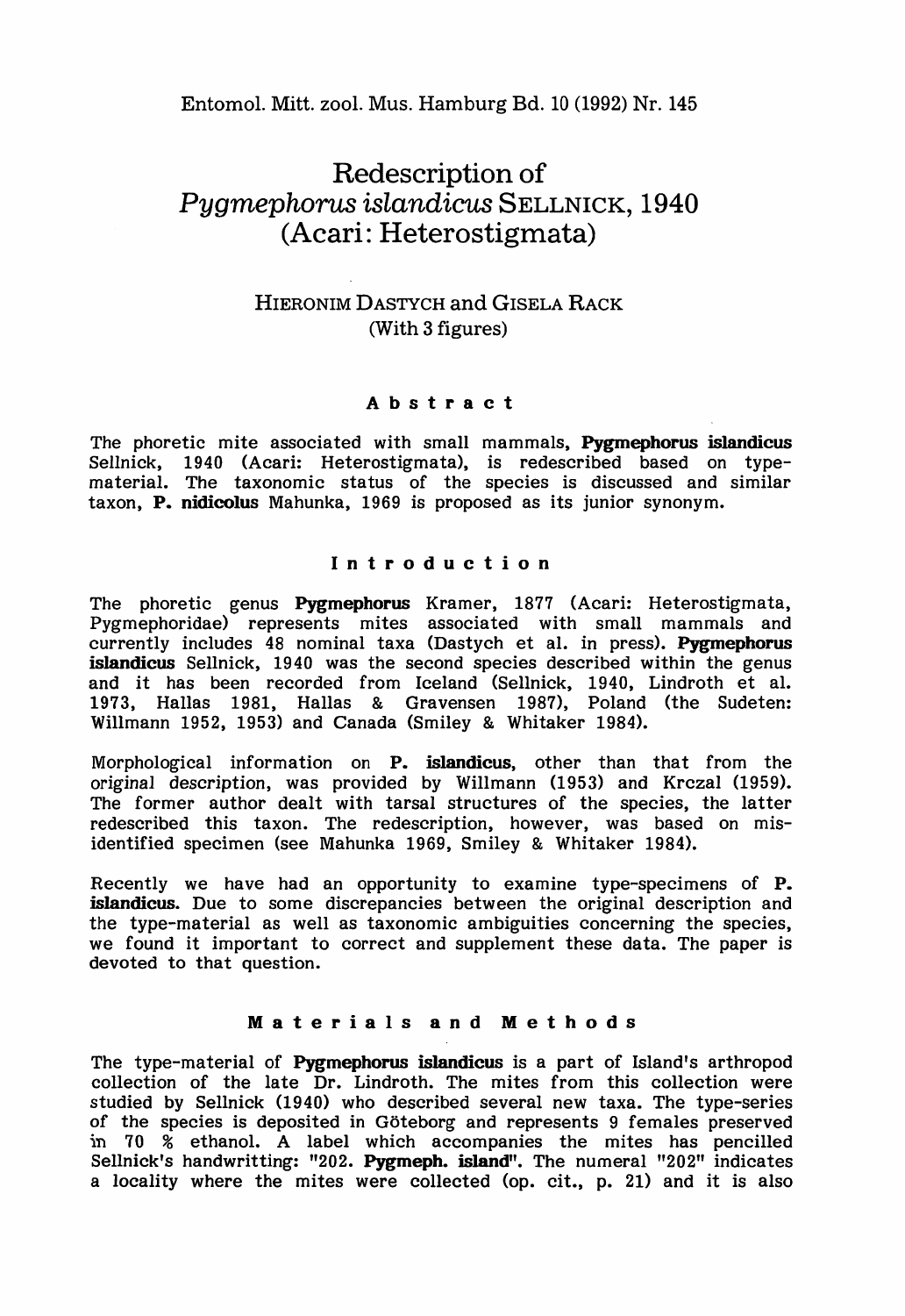# Redescription of *Pygmephorus islandicus* SELLNICK, 1940 (Acari: Heterostigmata)

HIERONIM DASTYCH and GISELA RACK

(With 3 figures)

## Abstract

The phoretic mite associated with small mammals, **Pygmephorus islandicus** Sellnick, 1940 (Acari: Heterostigmata), is redescribed based on type-material. The taxonomic status of the species is discussed and similar taxon, **P. nidicolus** Mahunka, 1969 is proposed as its junior synonym.

## Introduction

The phoretic genus **Pygmephorus** Kramer, 1877 (Acari: Heterostigmata, Pygmephoridae) represents mites associated with small mammals and currently includes 48 nominal taxa (Dastych et al. in press). **Pygmephorus islandicus** Sellnick, 1940 was the second species described within the genus and it has been recorded from Iceland (Sellnick, 1940, Lindroth et al. 1973, Hallas 1981, Hallas & Gravensen 1987), Poland (the Sudeten: Willmann 1952, 1953) and Canada (Smiley & Whitaker 1984).

Morphological information on **P. islandicus**, other than that from the original description, was provided by Willmann (1953) and Krczal (1959). The former author dealt with tarsal structures of the species, the latter redescribed this taxon. The redescription, however, was based on mis-identified specimen (see Mahunka 1969, Smiley & Whitaker 1984).

Recently we have had an opportunity to examine type-specimens of **P. islandicus**. Due to some discrepancies between the original description and the type-material as well as taxonomic ambiguities concerning the species, we found it important to correct and supplement these data. The paper is devoted to that question.

## Materials and Methods

The type-material of **Pygmephorus islandicus** is a part of Island's arthropod collection of the late Dr. Lindroth. The mites from this collection were studied by Sellnick (1940) who described several new taxa. The type-series of the species is deposited in Göteborg and represents 9 females preserved in 70 % ethanol. A label which accompanies the mites has pencilled Sellnick's handwritting: "202. **Pygmeph. island**". The numeral "202" indicates a locality where the mites were collected (op. cit., p. 21) and it is also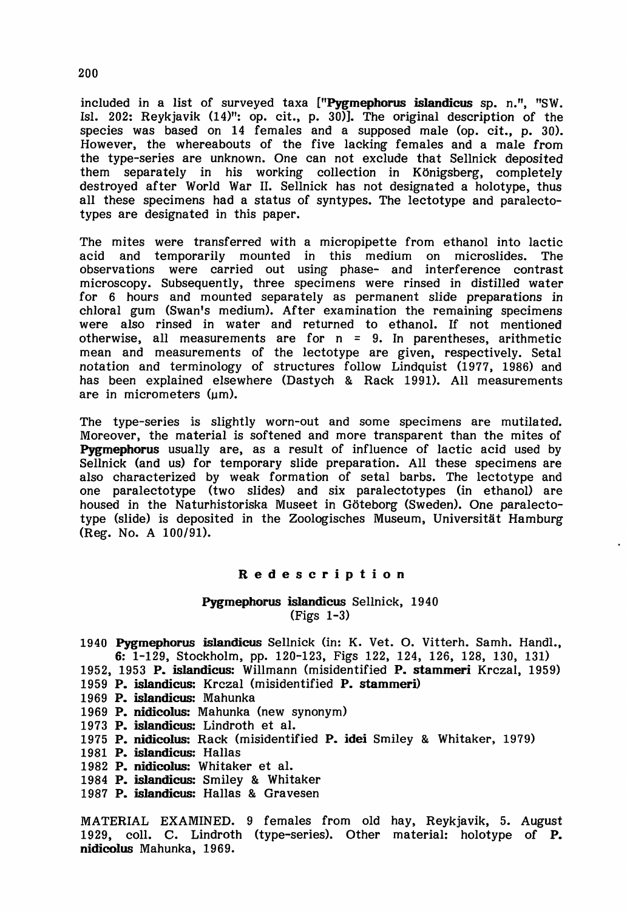included in a list of surveyed taxa ["**Pygmephorus islandicus** sp. n.", "SW. Isl. 202: Reykjavik (14)": op. cit., p. 30)]. The original description of the species was based on 14 females and a supposed male (op. cit., p. 30). However, the whereabouts of the five lacking females and a male from the type-series are unknown. One can not exclude that Sellnick deposited them separately in his working collection in Königsberg, completely destroyed after World War II. Sellnick has not designated a holotype, thus all these specimens had a status of syntypes. The lectotype and paralectotypes are designated in this paper.

The mites were transferred with a micropipette from ethanol into lactic acid and temporarily mounted in this medium on microslides. The observations were carried out using phase- and interference contrast microscopy. Subsequently, three specimens were rinsed in distilled water for 6 hours and mounted separately as permanent slide preparations in chloral gum (Swan's medium). After examination the remaining specimens were also rinsed in water and returned to ethanol. If not mentioned otherwise, all measurements are for n = 9. In parentheses, arithmetic mean and measurements of the lectotype are given, respectively. Setal notation and terminology of structures follow Lindquist (1977, 1986) and has been explained elsewhere (Dastych & Rack 1991). All measurements are in micrometers (μm).

The type-series is slightly worn-out and some specimens are mutilated. Moreover, the material is softened and more transparent than the mites of **Pygmephorus** usually are, as a result of influence of lactic acid used by Sellnick (and us) for temporary slide preparation. All these specimens are also characterized by weak formation of setal barbs. The lectotype and one paralectotype (two slides) and six paralectotypes (in ethanol) are housed in the Naturhistoriska Museet in Göteborg (Sweden). One paralectotype (slide) is deposited in the Zoologisches Museum, Universität Hamburg (Reg. No. A 100/91).

## Redescription

### Pygmephorus islandicus Sellnick, 1940
(Figs 1-3)

1940 **Pygmephorus islandicus** Sellnick (in: K. Vet. O. Vitterh. Samh. Handl., **6**: 1-129, Stockholm, pp. 120-123, Figs 122, 124, 126, 128, 130, 131)
1952, 1953 **P. islandicus**: Willmann (misidentified **P. stammeri** Krczal, 1959)
1959 **P. islandicus**: Krczal (misidentified **P. stammeri**)
1969 **P. islandicus**: Mahunka
1969 **P. nidicolus**: Mahunka (new synonym)
1973 **P. islandicus**: Lindroth et al.
1975 **P. nidicolus**: Rack (misidentified **P. idei** Smiley & Whitaker, 1979)
1981 **P. islandicus**: Hallas
1982 **P. nidicolus**: Whitaker et al.
1984 **P. islandicus**: Smiley & Whitaker
1987 **P. islandicus**: Hallas & Gravesen

MATERIAL EXAMINED. 9 females from old hay, Reykjavik, 5. August 1929, coll. C. Lindroth (type-series). Other material: holotype of **P. nidicolus** Mahunka, 1969.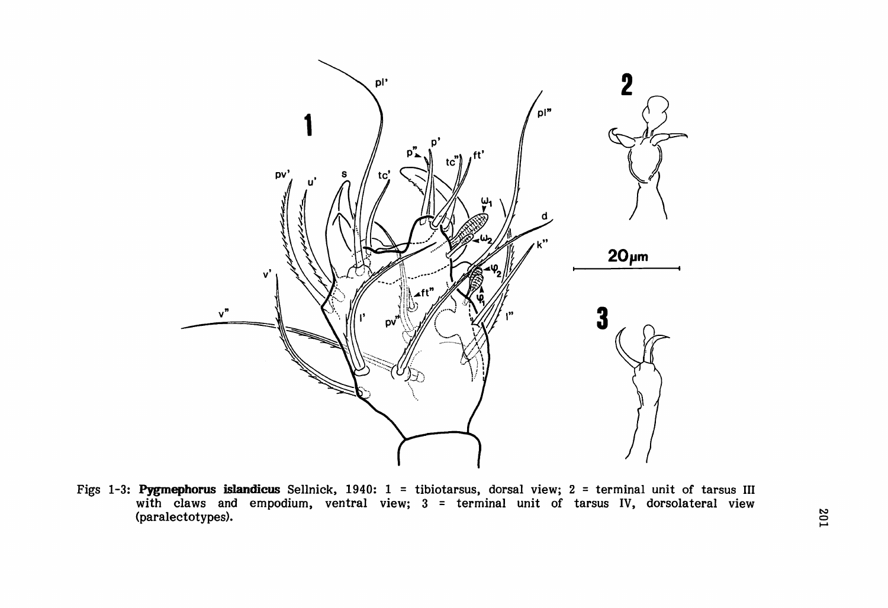Figs 1-3: **Pygmephorus islandicus** Sellnick, 1940: 1 = tibiotarsus, dorsal view; 2 = terminal unit of tarsus III with claws and empodium, ventral view; 3 = terminal unit of tarsus IV, dorsolateral view (paralectotypes).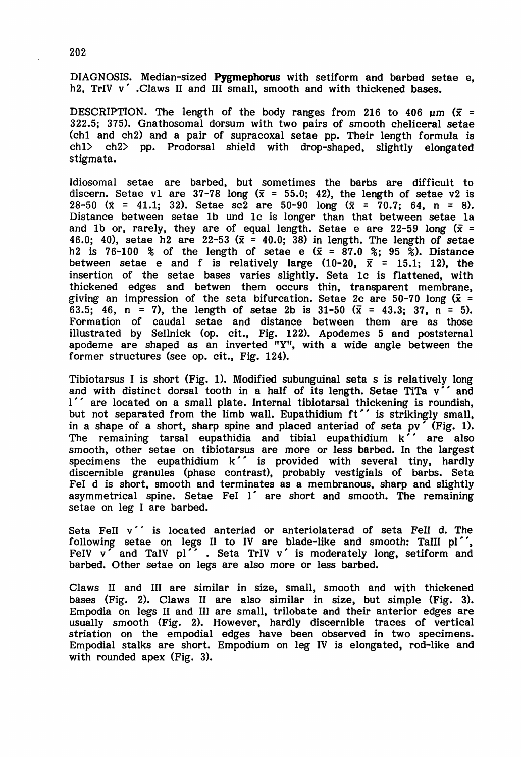DIAGNOSIS. Median-sized **Pygmephorus** with setiform and barbed setae e, h2, TrIV v´ .Claws II and III small, smooth and with thickened bases.

DESCRIPTION. The length of the body ranges from 216 to 406 µm ($\bar{x}$ = 322.5; 375). Gnathosomal dorsum with two pairs of smooth cheliceral setae (ch1 and ch2) and a pair of supracoxal setae pp. Their length formula is ch1> ch2> pp. Prodorsal shield with drop-shaped, slightly elongated stigmata.

Idiosomal setae are barbed, but sometimes the barbs are difficult to discern. Setae v1 are 37-78 long ($\bar{x}$ = 55.0; 42), the length of setae v2 is 28-50 ($\bar{x}$ = 41.1; 32). Setae sc2 are 50-90 long ($\bar{x}$ = 70.7; 64, n = 8). Distance between setae 1b und 1c is longer than that between setae 1a and 1b or, rarely, they are of equal length. Setae e are 22-59 long ($\bar{x}$ = 46.0; 40), setae h2 are 22-53 ($\bar{x}$ = 40.0; 38) in length. The length of setae h2 is 76-100 % of the length of setae e ($\bar{x}$ = 87.0 %; 95 %). Distance between setae e and f is relatively large (10-20, $\bar{x}$ = 15.1; 12), the insertion of the setae bases varies slightly. Seta 1c is flattened, with thickened edges and betwen them occurs thin, transparent membrane, giving an impression of the seta bifurcation. Setae 2c are 50-70 long ($\bar{x}$ = 63.5; 46, n = 7), the length of setae 2b is 31-50 ($\bar{x}$ = 43.3; 37, n = 5). Formation of caudal setae and distance between them are as those illustrated by Sellnick (op. cit., Fig. 122). Apodemes 5 and poststernal apodeme are shaped as an inverted "Y", with a wide angle between the former structures (see op. cit., Fig. 124).

Tibiotarsus I is short (Fig. 1). Modified subunguinal seta s is relatively long and with distinct dorsal tooth in a half of its length. Setae TiTa v´´ and l´´ are located on a small plate. Internal tibiotarsal thickening is roundish, but not separated from the limb wall. Eupathidium ft´´ is strikingly small, in a shape of a short, sharp spine and placed anteriad of seta pv´ (Fig. 1). The remaining tarsal eupathidia and tibial eupathidium k´´ are also smooth, other setae on tibiotarsus are more or less barbed. In the largest specimens the eupathidium k´´ is provided with several tiny, hardly discernible granules (phase contrast), probably vestigials of barbs. Seta FeI d is short, smooth and terminates as a membranous, sharp and slightly asymmetrical spine. Setae FeI l´ are short and smooth. The remaining setae on leg I are barbed.

Seta FeII v´´ is located anteriad or anteriolaterad of seta FeII d. The following setae on legs II to IV are blade-like and smooth: TaIII pl´´, FeIV v´ and TaIV pl´´ . Seta TrIV v´ is moderately long, setiform and barbed. Other setae on legs are also more or less barbed.

Claws II and III are similar in size, small, smooth and with thickened bases (Fig. 2). Claws II are also similar in size, but simple (Fig. 3). Empodia on legs II and III are small, trilobate and their anterior edges are usually smooth (Fig. 2). However, hardly discernible traces of vertical striation on the empodial edges have been observed in two specimens. Empodial stalks are short. Empodium on leg IV is elongated, rod-like and with rounded apex (Fig. 3).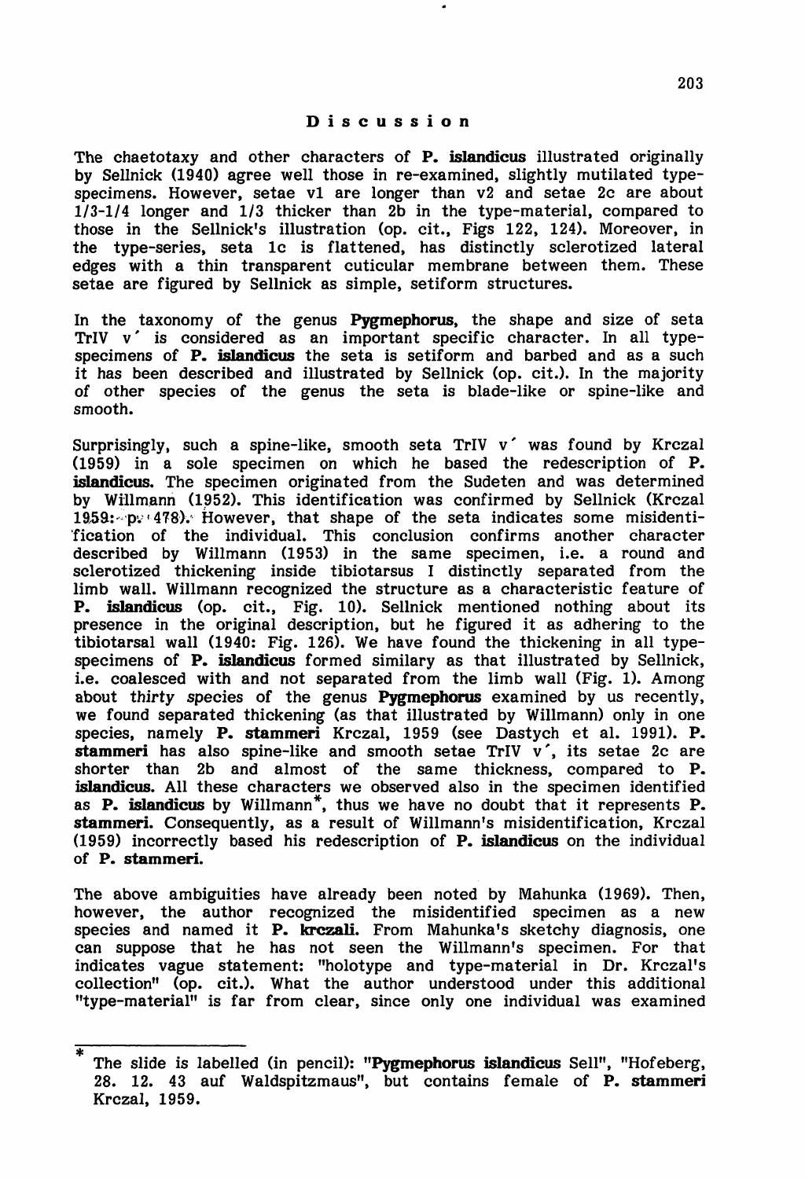## Discussion

The chaetotaxy and other characters of **P. islandicus** illustrated originally by Sellnick (1940) agree well those in re-examined, slightly mutilated type-specimens. However, setae vl are longer than v2 and setae 2c are about 1/3-1/4 longer and 1/3 thicker than 2b in the type-material, compared to those in the Sellnick's illustration (op. cit., Figs 122, 124). Moreover, in the type-series, seta 1c is flattened, has distinctly sclerotized lateral edges with a thin transparent cuticular membrane between them. These setae are figured by Sellnick as simple, setiform structures.

In the taxonomy of the genus **Pygmephorus**, the shape and size of seta TrIV v′ is considered as an important specific character. In all type-specimens of **P. islandicus** the seta is setiform and barbed and as a such it has been described and illustrated by Sellnick (op. cit.). In the majority of other species of the genus the seta is blade-like or spine-like and smooth.

Surprisingly, such a spine-like, smooth seta TrIV v′ was found by Krczal (1959) in a sole specimen on which he based the redescription of **P. islandicus**. The specimen originated from the Sudeten and was determined by Willmann (1952). This identification was confirmed by Sellnick (Krczal 1959: p. 478). However, that shape of the seta indicates some misidentification of the individual. This conclusion confirms another character described by Willmann (1953) in the same specimen, i.e. a round and sclerotized thickening inside tibiotarsus I distinctly separated from the limb wall. Willmann recognized the structure as a characteristic feature of **P. islandicus** (op. cit., Fig. 10). Sellnick mentioned nothing about its presence in the original description, but he figured it as adhering to the tibiotarsal wall (1940: Fig. 126). We have found the thickening in all type-specimens of **P. islandicus** formed similary as that illustrated by Sellnick, i.e. coalesced with and not separated from the limb wall (Fig. 1). Among about thirty species of the genus **Pygmephorus** examined by us recently, we found separated thickening (as that illustrated by Willmann) only in one species, namely **P. stammeri** Krczal, 1959 (see Dastych et al. 1991). **P. stammeri** has also spine-like and smooth setae TrIV v′, its setae 2c are shorter than 2b and almost of the same thickness, compared to **P. islandicus**. All these characters we observed also in the specimen identified as **P. islandicus** by Willmann*, thus we have no doubt that it represents **P. stammeri**. Consequently, as a result of Willmann's misidentification, Krczal (1959) incorrectly based his redescription of **P. islandicus** on the individual of **P. stammeri**.

The above ambiguities have already been noted by Mahunka (1969). Then, however, the author recognized the misidentified specimen as a new species and named it **P. krczali**. From Mahunka's sketchy diagnosis, one can suppose that he has not seen the Willmann's specimen. For that indicates vague statement: "holotype and type-material in Dr. Krczal's collection" (op. cit.). What the author understood under this additional "type-material" is far from clear, since only one individual was examined

---

* The slide is labelled (in pencil): "**Pygmephorus islandicus** Sell", "Hofeberg, 28. 12. 43 auf Waldspitzmaus", but contains female of **P. stammeri** Krczal, 1959.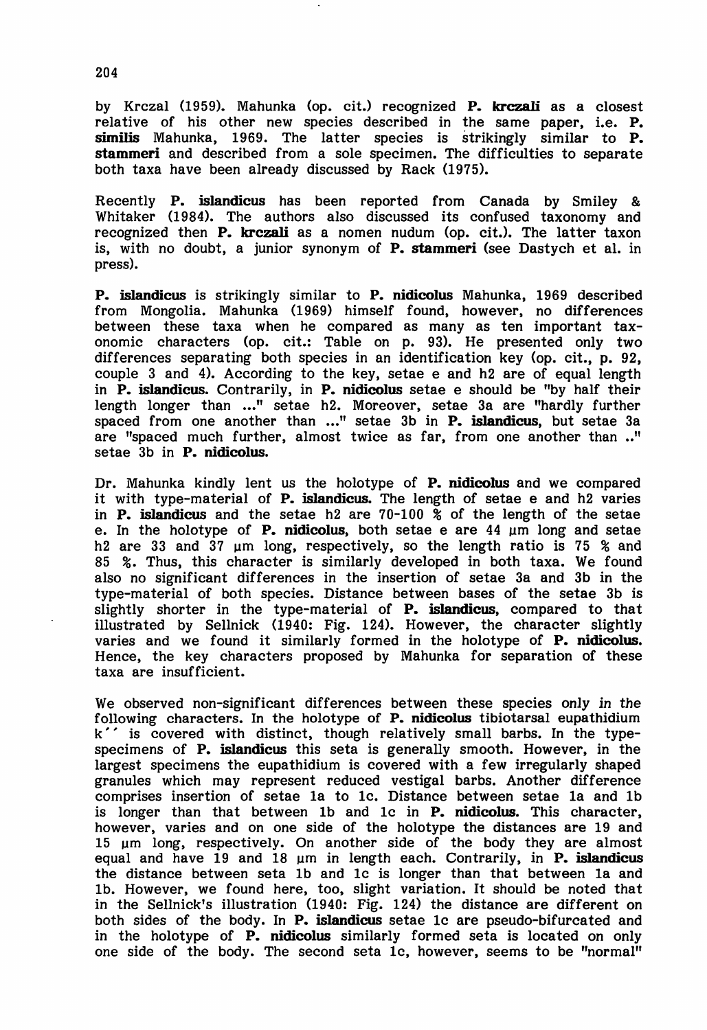by Krczal (1959). Mahunka (op. cit.) recognized **P. krczali** as a closest relative of his other new species described in the same paper, i.e. **P. similis** Mahunka, 1969. The latter species is strikingly similar to **P. stammeri** and described from a sole specimen. The difficulties to separate both taxa have been already discussed by Rack (1975).

Recently **P. islandicus** has been reported from Canada by Smiley & Whitaker (1984). The authors also discussed its confused taxonomy and recognized then **P. krczali** as a nomen nudum (op. cit.). The latter taxon is, with no doubt, a junior synonym of **P. stammeri** (see Dastych et al. in press).

**P. islandicus** is strikingly similar to **P. nidicolus** Mahunka, 1969 described from Mongolia. Mahunka (1969) himself found, however, no differences between these taxa when he compared as many as ten important taxonomic characters (op. cit.: Table on p. 93). He presented only two differences separating both species in an identification key (op. cit., p. 92, couple 3 and 4). According to the key, setae e and h2 are of equal length in **P. islandicus**. Contrarily, in **P. nidicolus** setae e should be "by half their length longer than ..." setae h2. Moreover, setae 3a are "hardly further spaced from one another than ..." setae 3b in **P. islandicus**, but setae 3a are "spaced much further, almost twice as far, from one another than .." setae 3b in **P. nidicolus.**

Dr. Mahunka kindly lent us the holotype of **P. nidicolus** and we compared it with type-material of **P. islandicus.** The length of setae e and h2 varies in **P. islandicus** and the setae h2 are 70-100 % of the length of the setae e. In the holotype of **P. nidicolus,** both setae e are 44 µm long and setae h2 are 33 and 37 µm long, respectively, so the length ratio is 75 % and 85 %. Thus, this character is similarly developed in both taxa. We found also no significant differences in the insertion of setae 3a and 3b in the type-material of both species. Distance between bases of the setae 3b is slightly shorter in the type-material of **P. islandicus,** compared to that illustrated by Sellnick (1940: Fig. 124). However, the character slightly varies and we found it similarly formed in the holotype of **P. nidicolus.** Hence, the key characters proposed by Mahunka for separation of these taxa are insufficient.

We observed non-significant differences between these species only in the following characters. In the holotype of **P. nidicolus** tibiotarsal eupathidium k´´ is covered with distinct, though relatively small barbs. In the type-specimens of **P. islandicus** this seta is generally smooth. However, in the largest specimens the eupathidium is covered with a few irregularly shaped granules which may represent reduced vestigal barbs. Another difference comprises insertion of setae 1a to 1c. Distance between setae 1a and 1b is longer than that between 1b and 1c in **P. nidicolus.** This character, however, varies and on one side of the holotype the distances are 19 and 15 µm long, respectively. On another side of the body they are almost equal and have 19 and 18 µm in length each. Contrarily, in **P. islandicus** the distance between seta 1b and 1c is longer than that between 1a and 1b. However, we found here, too, slight variation. It should be noted that in the Sellnick's illustration (1940: Fig. 124) the distance are different on both sides of the body. In **P. islandicus** setae 1c are pseudo-bifurcated and in the holotype of **P. nidicolus** similarly formed seta is located on only one side of the body. The second seta 1c, however, seems to be "normal"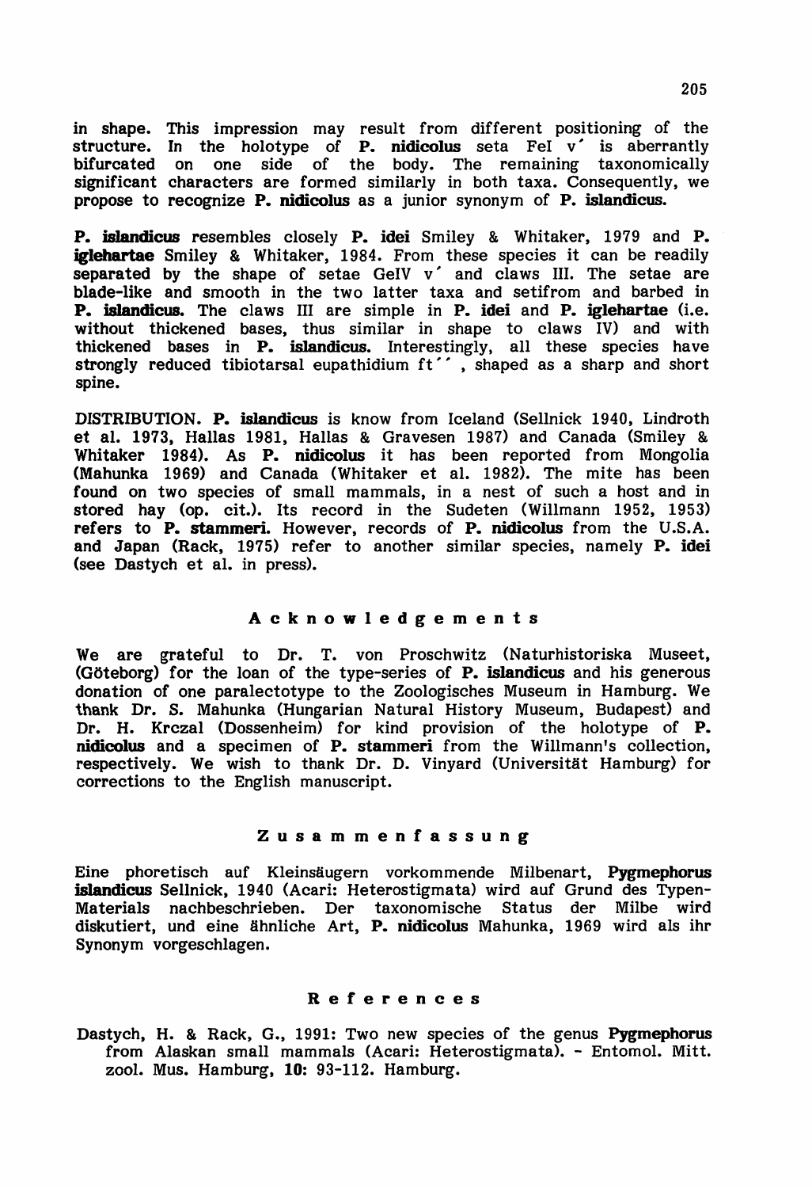in shape. This impression may result from different positioning of the structure. In the holotype of **P. nidicolus** seta FeI v′ is aberrantly bifurcated on one side of the body. The remaining taxonomically significant characters are formed similarly in both taxa. Consequently, we propose to recognize **P. nidicolus** as a junior synonym of **P. islandicus.**

**P. islandicus** resembles closely **P. idei** Smiley & Whitaker, 1979 and **P. iglehartae** Smiley & Whitaker, 1984. From these species it can be readily separated by the shape of setae GeIV v′ and claws III. The setae are blade-like and smooth in the two latter taxa and setifrom and barbed in **P. islandicus.** The claws III are simple in **P. idei** and **P. iglehartae** (i.e. without thickened bases, thus similar in shape to claws IV) and with thickened bases in **P. islandicus.** Interestingly, all these species have strongly reduced tibiotarsal eupathidium ft′′ , shaped as a sharp and short spine.

DISTRIBUTION. **P. islandicus** is know from Iceland (Sellnick 1940, Lindroth et al. 1973, Hallas 1981, Hallas & Gravesen 1987) and Canada (Smiley & Whitaker 1984). As **P. nidicolus** it has been reported from Mongolia (Mahunka 1969) and Canada (Whitaker et al. 1982). The mite has been found on two species of small mammals, in a nest of such a host and in stored hay (op. cit.). Its record in the Sudeten (Willmann 1952, 1953) refers to **P. stammeri**. However, records of **P. nidicolus** from the U.S.A. and Japan (Rack, 1975) refer to another similar species, namely **P. idei** (see Dastych et al. in press).

## Acknowledgements

We are grateful to Dr. T. von Proschwitz (Naturhistoriska Museet, (Göteborg) for the loan of the type-series of **P. islandicus** and his generous donation of one paralectotype to the Zoologisches Museum in Hamburg. We thank Dr. S. Mahunka (Hungarian Natural History Museum, Budapest) and Dr. H. Krczal (Dossenheim) for kind provision of the holotype of **P. nidicolus** and a specimen of **P. stammeri** from the Willmann's collection, respectively. We wish to thank Dr. D. Vinyard (Universität Hamburg) for corrections to the English manuscript.

## Zusammenfassung

Eine phoretisch auf Kleinsäugern vorkommende Milbenart, **Pygmephorus islandicus** Sellnick, 1940 (Acari: Heterostigmata) wird auf Grund des Typen-Materials nachbeschrieben. Der taxonomische Status der Milbe wird diskutiert, und eine ähnliche Art, **P. nidicolus** Mahunka, 1969 wird als ihr Synonym vorgeschlagen.

## References

Dastych, H. & Rack, G., 1991: Two new species of the genus **Pygmephorus** from Alaskan small mammals (Acari: Heterostigmata). - Entomol. Mitt. zool. Mus. Hamburg, **10:** 93-112. Hamburg.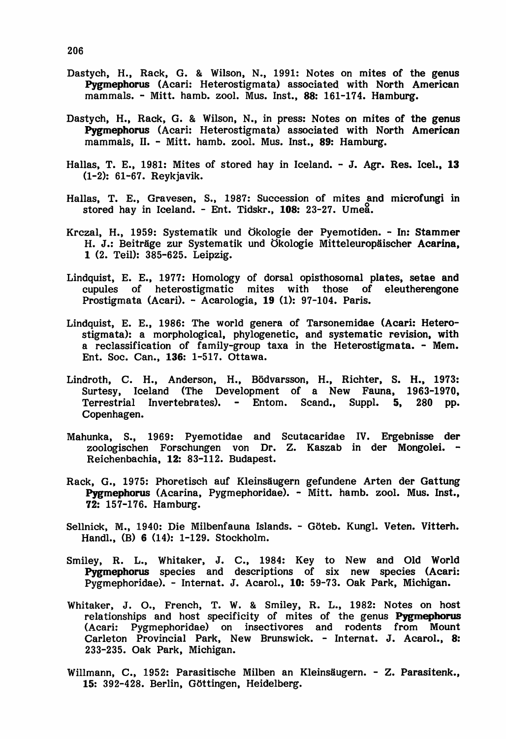Dastych, H., Rack, G. & Wilson, N., 1991: Notes on mites of the genus **Pygmephorus** (Acari: Heterostigmata) associated with North American mammals. - Mitt. hamb. zool. Mus. Inst., **88**: 161-174. Hamburg.

Dastych, H., Rack, G. & Wilson, N., in press: Notes on mites of the genus **Pygmephorus** (Acari: Heterostigmata) associated with North American mammals, II. - Mitt. hamb. zool. Mus. Inst., **89**: Hamburg.

Hallas, T. E., 1981: Mites of stored hay in Iceland. - J. Agr. Res. Icel., **13** (1-2): 61-67. Reykjavik.

Hallas, T. E., Gravesen, S., 1987: Succession of mites and microfungi in stored hay in Iceland. - Ent. Tidskr., **108**: 23-27. Umeå.

Krczal, H., 1959: Systematik und Ökologie der Pyemotiden. - In: Stammer H. J.: Beiträge zur Systematik und Ökologie Mitteleuropäischer **Acarina**, **1** (2. Teil): 385-625. Leipzig.

Lindquist, E. E., 1977: Homology of dorsal opisthosomal plates, setae and cupules of heterostigmatic mites with those of eleutherengone Prostigmata (Acari). - Acarologia, **19** (1): 97-104. Paris.

Lindquist, E. E., 1986: The world genera of Tarsonemidae (Acari: Heterostigmata): a morphological, phylogenetic, and systematic revision, with a reclassification of family-group taxa in the Heterostigmata. - Mem. Ent. Soc. Can., **136**: 1-517. Ottawa.

Lindroth, C. H., Anderson, H., Bödvarsson, H., Richter, S. H., 1973: Surtesy, Iceland (The Development of a New Fauna, 1963-1970, Terrestrial Invertebrates). - Entom. Scand., Suppl. **5**, 280 pp. Copenhagen.

Mahunka, S., 1969: Pyemotidae and Scutacaridae IV. Ergebnisse der zoologischen Forschungen von Dr. Z. Kaszab in der Mongolei. - Reichenbachia, **12**: 83-112. Budapest.

Rack, G., 1975: Phoretisch auf Kleinsäugern gefundene Arten der Gattung **Pygmephorus** (Acarina, Pygmephoridae). - Mitt. hamb. zool. Mus. Inst., **72**: 157-176. Hamburg.

Sellnick, M., 1940: Die Milbenfauna Islands. - Göteb. Kungl. Veten. Vitterh. Handl., (B) **6** (14): 1-129. Stockholm.

Smiley, R. L., Whitaker, J. C., 1984: Key to New and Old World **Pygmephorus** species and descriptions of six new species (Acari: Pygmephoridae). - Internat. J. Acarol., **10**: 59-73. Oak Park, Michigan.

Whitaker, J. O., French, T. W. & Smiley, R. L., 1982: Notes on host relationships and host specificity of mites of the genus **Pygmephorus** (Acari: Pygmephoridae) on insectivores and rodents from Mount Carleton Provincial Park, New Brunswick. - Internat. J. Acarol., **8**: 233-235. Oak Park, Michigan.

Willmann, C., 1952: Parasitische Milben an Kleinsäugern. - Z. Parasitenk., **15**: 392-428. Berlin, Göttingen, Heidelberg.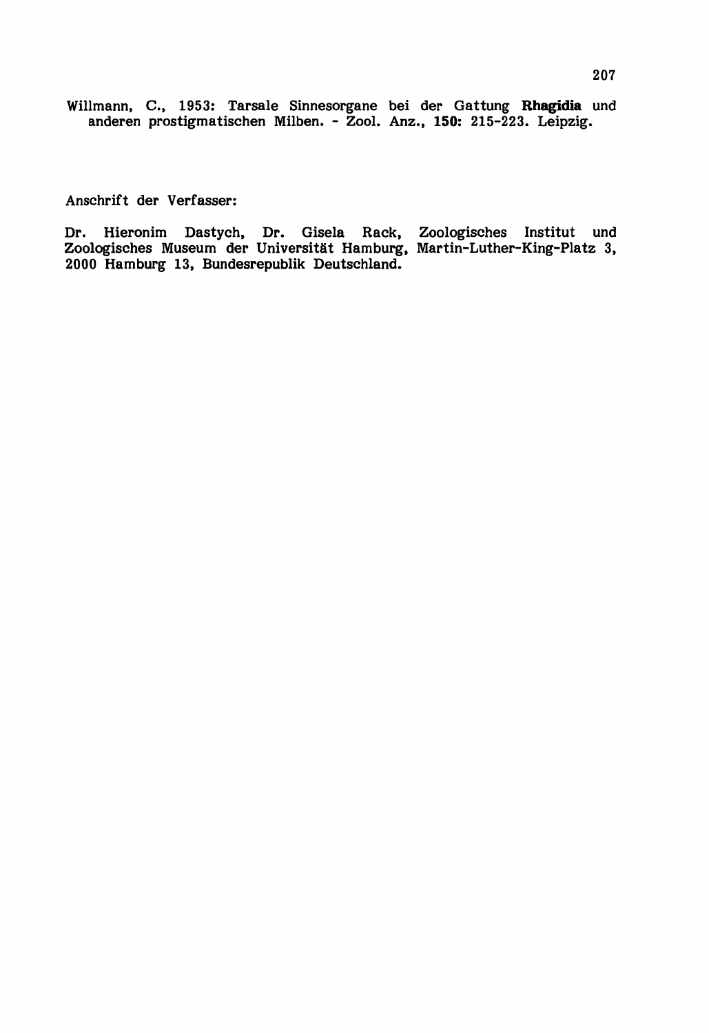Willmann, C., 1953: Tarsale Sinnesorgane bei der Gattung **Rhagidia** und anderen prostigmatischen Milben. - Zool. Anz., **150**: 215-223. Leipzig.

Anschrift der Verfasser:

Dr. Hieronim Dastych, Dr. Gisela Rack, Zoologisches Institut und Zoologisches Museum der Universität Hamburg, Martin-Luther-King-Platz 3, 2000 Hamburg 13, Bundesrepublik Deutschland.